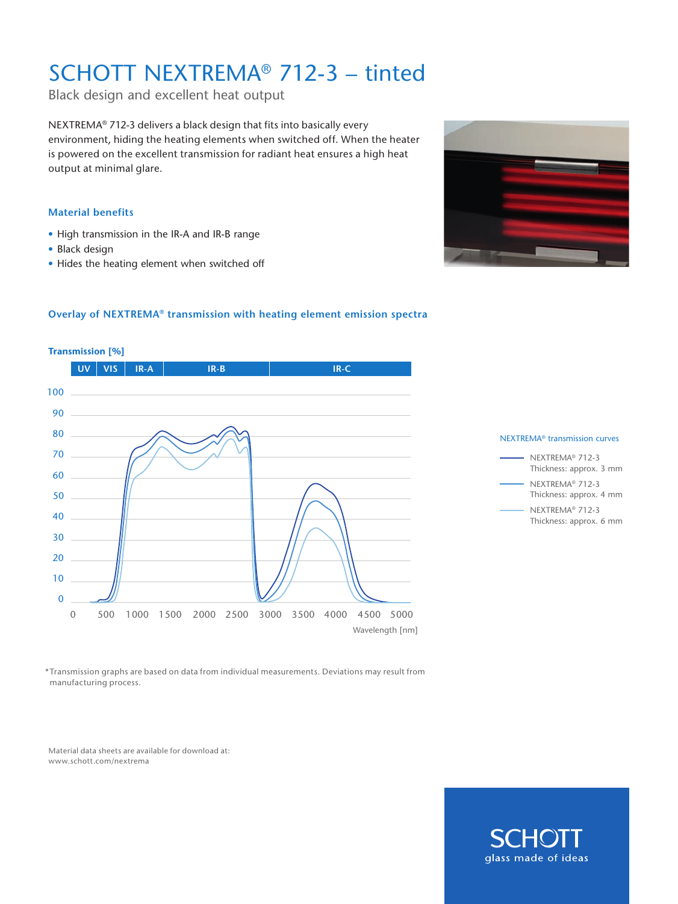# SCHOTT NEXTREMA® 712-3 – tinted

Black design and excellent heat output

NEXTREMA® 712-3 delivers a black design that fits into basically every environment, hiding the heating elements when switched off. When the heater is powered on the excellent transmission for radiant heat ensures a high heat output at minimal glare.

### Material benefits

- High transmission in the IR-A and IR-B range
- Black design
- Hides the heating element when switched off

### Overlay of NEXTREMA® transmission with heating element emission spectra

**Transmission [%]**

UV | VIS | IR-A | IR-B | IR-C

100, 90, 80, 70, 60, 50, 40, 30, 20, 10, 0

0, 500, 1000, 1500, 2000, 2500, 3000, 3500, 4000, 4500, 5000

Wavelength [nm]

NEXTREMA® transmission curves

- NEXTREMA® 712-3 Thickness: approx. 3 mm
- NEXTREMA® 712-3 Thickness: approx. 4 mm
- NEXTREMA® 712-3 Thickness: approx. 6 mm

*Transmission graphs are based on data from individual measurements. Deviations may result from manufacturing process.

Material data sheets are available for download at:
www.schott.com/nextrema

SCHOTT
glass made of ideas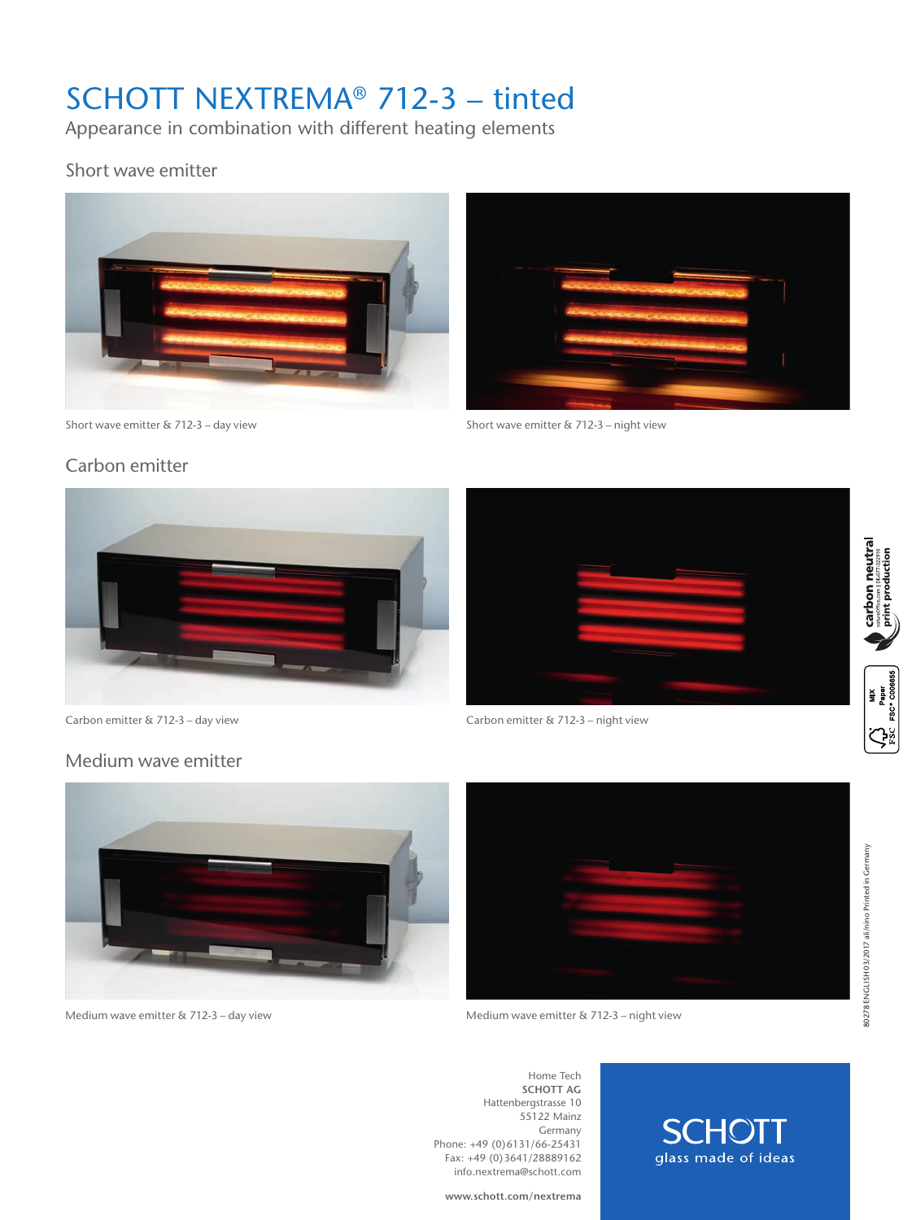# SCHOTT NEXTREMA® 712-3 – tinted

Appearance in combination with different heating elements

## Short wave emitter

Short wave emitter & 712-3 – day view

Short wave emitter & 712-3 – night view

## Carbon emitter

Carbon emitter & 712-3 – day view

Carbon emitter & 712-3 – night view

## Medium wave emitter

Medium wave emitter & 712-3 – day view

Medium wave emitter & 712-3 – night view

Home Tech
**SCHOTT AG**
Hattenbergstrasse 10
55122 Mainz
Germany
Phone: +49 (0)6131/66-25431
Fax: +49 (0)3641/28889162
info.nextrema@schott.com

**www.schott.com/nextrema**

SCHOTT
glass made of ideas

carbon neutral print production

MIX Paper FSC® C006655

80278 ENGLISH 03/2017 al/nino Printed in Germany